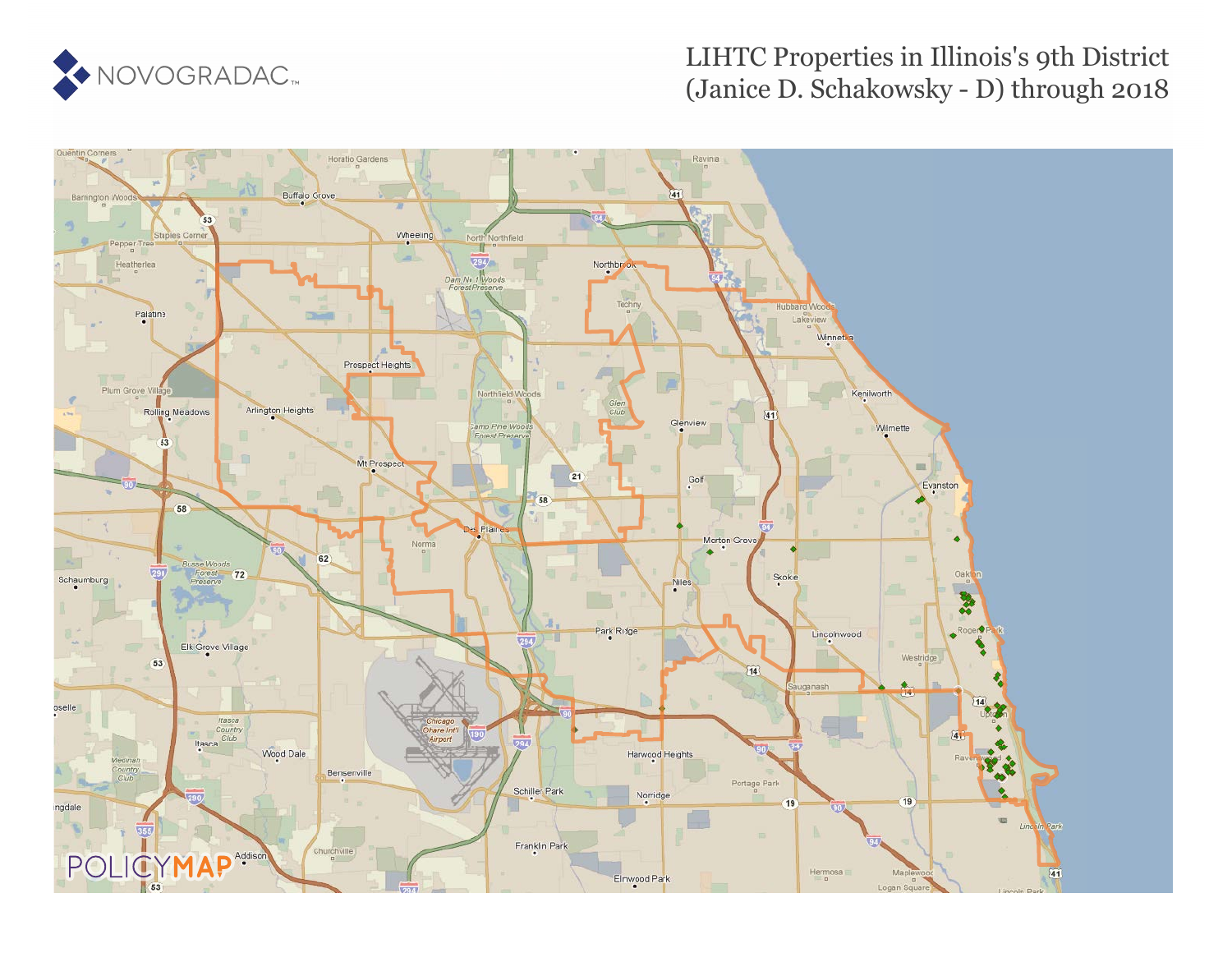NOVOGRADAC

# LIHTC Properties in Illinois's 9th District (Janice D. Schakowsky - D) through 2018

POLICYMAP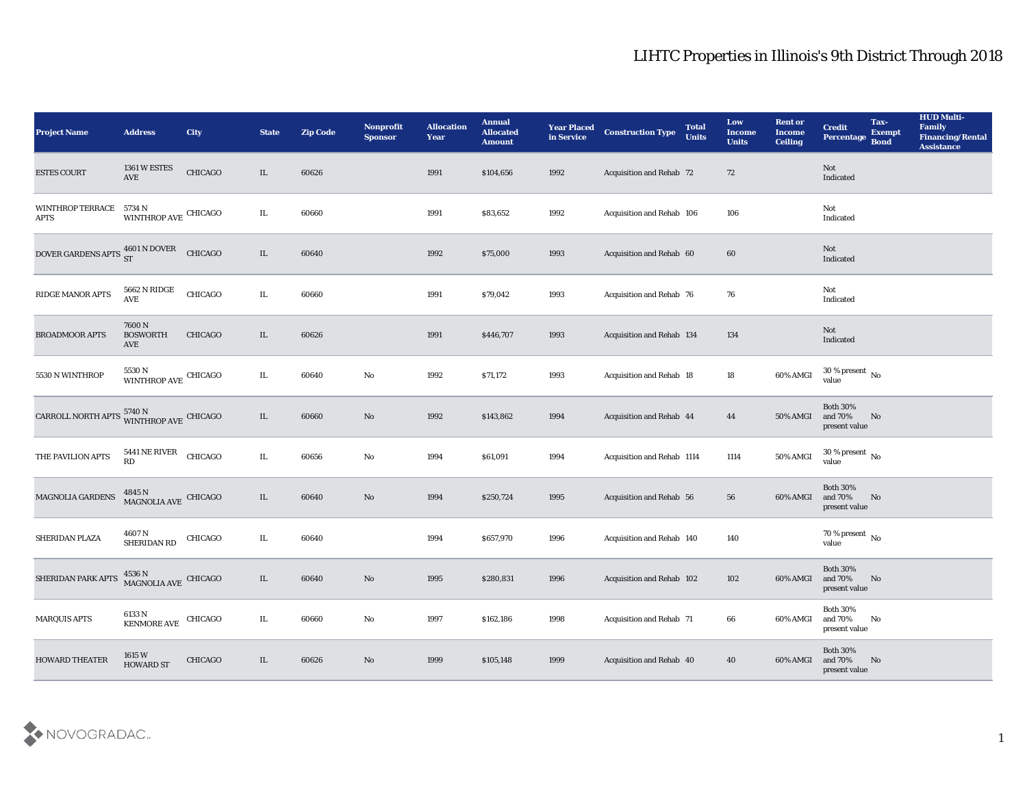# LIHTC Properties in Illinois's 9th District Through 2018

| Project Name | Address | City | State | Zip Code | Nonprofit Sponsor | Allocation Year | Annual Allocated Amount | Year Placed in Service | Construction Type | Total Units | Low Income Units | Rent or Income Ceiling | Credit Percentage | Tax-Exempt Bond | HUD Multi-Family Financing/Rental Assistance |
|---|---|---|---|---|---|---|---|---|---|---|---|---|---|---|---|
| ESTES COURT | 1361 W ESTES AVE | CHICAGO | IL | 60626 | | 1991 | $104,656 | 1992 | Acquisition and Rehab | 72 | 72 | | Not Indicated | | |
| WINTHROP TERRACE APTS | 5734 N WINTHROP AVE | CHICAGO | IL | 60660 | | 1991 | $83,652 | 1992 | Acquisition and Rehab | 106 | 106 | | Not Indicated | | |
| DOVER GARDENS APTS | 4601 N DOVER ST | CHICAGO | IL | 60640 | | 1992 | $75,000 | 1993 | Acquisition and Rehab | 60 | 60 | | Not Indicated | | |
| RIDGE MANOR APTS | 5662 N RIDGE AVE | CHICAGO | IL | 60660 | | 1991 | $79,042 | 1993 | Acquisition and Rehab | 76 | 76 | | Not Indicated | | |
| BROADMOOR APTS | 7600 N BOSWORTH AVE | CHICAGO | IL | 60626 | | 1991 | $446,707 | 1993 | Acquisition and Rehab | 134 | 134 | | Not Indicated | | |
| 5530 N WINTHROP | 5530 N WINTHROP AVE | CHICAGO | IL | 60640 | No | 1992 | $71,172 | 1993 | Acquisition and Rehab | 18 | 18 | 60% AMGI | 30 % present value | No | |
| CARROLL NORTH APTS | 5740 N WINTHROP AVE | CHICAGO | IL | 60660 | No | 1992 | $143,862 | 1994 | Acquisition and Rehab | 44 | 44 | 50% AMGI | Both 30% and 70% present value | No | |
| THE PAVILION APTS | 5441 NE RIVER RD | CHICAGO | IL | 60656 | No | 1994 | $61,091 | 1994 | Acquisition and Rehab | 1114 | 1114 | 50% AMGI | 30 % present value | No | |
| MAGNOLIA GARDENS | 4845 N MAGNOLIA AVE | CHICAGO | IL | 60640 | No | 1994 | $250,724 | 1995 | Acquisition and Rehab | 56 | 56 | 60% AMGI | Both 30% and 70% present value | No | |
| SHERIDAN PLAZA | 4607 N SHERIDAN RD | CHICAGO | IL | 60640 | | 1994 | $657,970 | 1996 | Acquisition and Rehab | 140 | 140 | | 70 % present value | No | |
| SHERIDAN PARK APTS | 4536 N MAGNOLIA AVE | CHICAGO | IL | 60640 | No | 1995 | $280,831 | 1996 | Acquisition and Rehab | 102 | 102 | 60% AMGI | Both 30% and 70% present value | No | |
| MARQUIS APTS | 6133 N KENMORE AVE | CHICAGO | IL | 60660 | No | 1997 | $162,186 | 1998 | Acquisition and Rehab | 71 | 66 | 60% AMGI | Both 30% and 70% present value | No | |
| HOWARD THEATER | 1615 W HOWARD ST | CHICAGO | IL | 60626 | No | 1999 | $105,148 | 1999 | Acquisition and Rehab | 40 | 40 | 60% AMGI | Both 30% and 70% present value | No | |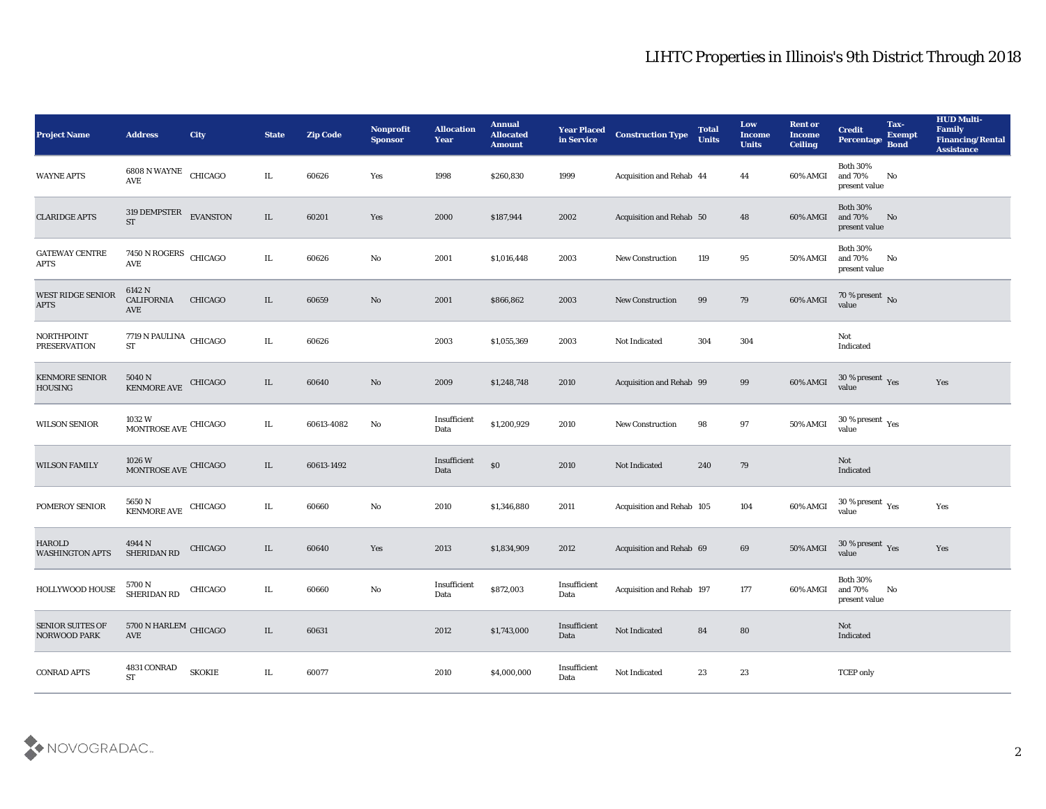# LIHTC Properties in Illinois's 9th District Through 2018

| Project Name | Address | City | State | Zip Code | Nonprofit Sponsor | Allocation Year | Annual Allocated Amount | Year Placed in Service | Construction Type | Total Units | Low Income Units | Rent or Income Ceiling | Credit Percentage | Tax-Exempt Bond | HUD Multi-Family Financing/Rental Assistance |
|---|---|---|---|---|---|---|---|---|---|---|---|---|---|---|---|
| WAYNE APTS | 6808 N WAYNE AVE | CHICAGO | IL | 60626 | Yes | 1998 | $260,830 | 1999 | Acquisition and Rehab | 44 | 44 | 60% AMGI | Both 30% and 70% present value | No | |
| CLARIDGE APTS | 319 DEMPSTER ST | EVANSTON | IL | 60201 | Yes | 2000 | $187,944 | 2002 | Acquisition and Rehab | 50 | 48 | 60% AMGI | Both 30% and 70% present value | No | |
| GATEWAY CENTRE APTS | 7450 N ROGERS AVE | CHICAGO | IL | 60626 | No | 2001 | $1,016,448 | 2003 | New Construction | 119 | 95 | 50% AMGI | Both 30% and 70% present value | No | |
| WEST RIDGE SENIOR APTS | 6142 N CALIFORNIA AVE | CHICAGO | IL | 60659 | No | 2001 | $866,862 | 2003 | New Construction | 99 | 79 | 60% AMGI | 70 % present value | No | |
| NORTHPOINT PRESERVATION | 7719 N PAULINA ST | CHICAGO | IL | 60626 | | 2003 | $1,055,369 | 2003 | Not Indicated | 304 | 304 | | Not Indicated | | |
| KENMORE SENIOR HOUSING | 5040 N KENMORE AVE | CHICAGO | IL | 60640 | No | 2009 | $1,248,748 | 2010 | Acquisition and Rehab | 99 | 99 | 60% AMGI | 30 % present value | Yes | Yes |
| WILSON SENIOR | 1032 W MONTROSE AVE | CHICAGO | IL | 60613-4082 | No | Insufficient Data | $1,200,929 | 2010 | New Construction | 98 | 97 | 50% AMGI | 30 % present value | Yes | |
| WILSON FAMILY | 1026 W MONTROSE AVE | CHICAGO | IL | 60613-1492 | | Insufficient Data | $0 | 2010 | Not Indicated | 240 | 79 | | Not Indicated | | |
| POMEROY SENIOR | 5650 N KENMORE AVE | CHICAGO | IL | 60660 | No | 2010 | $1,346,880 | 2011 | Acquisition and Rehab | 105 | 104 | 60% AMGI | 30 % present value | Yes | Yes |
| HAROLD WASHINGTON APTS | 4944 N SHERIDAN RD | CHICAGO | IL | 60640 | Yes | 2013 | $1,834,909 | 2012 | Acquisition and Rehab | 69 | 69 | 50% AMGI | 30 % present value | Yes | Yes |
| HOLLYWOOD HOUSE | 5700 N SHERIDAN RD | CHICAGO | IL | 60660 | No | Insufficient Data | $872,003 | Insufficient Data | Acquisition and Rehab | 197 | 177 | 60% AMGI | Both 30% and 70% present value | No | |
| SENIOR SUITES OF NORWOOD PARK | 5700 N HARLEM AVE | CHICAGO | IL | 60631 | | 2012 | $1,743,000 | Insufficient Data | Not Indicated | 84 | 80 | | Not Indicated | | |
| CONRAD APTS | 4831 CONRAD ST | SKOKIE | IL | 60077 | | 2010 | $4,000,000 | Insufficient Data | Not Indicated | 23 | 23 | | TCEP only | | |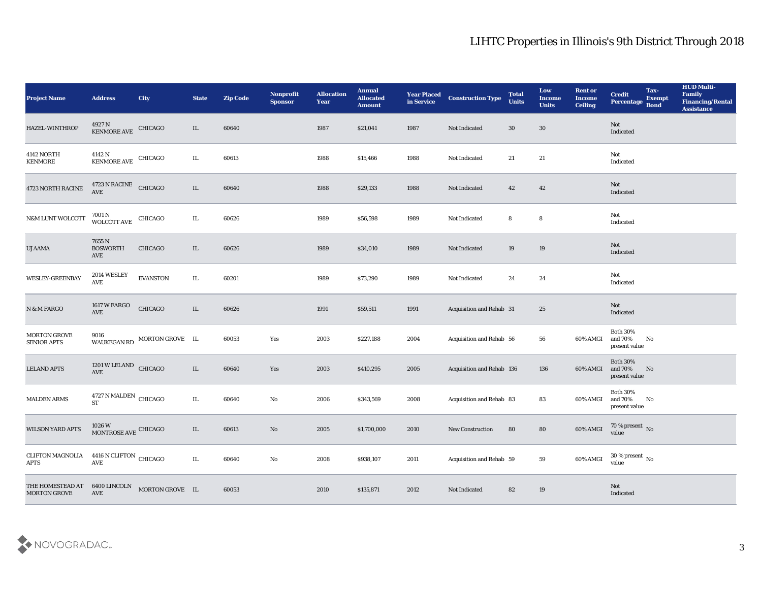# LIHTC Properties in Illinois's 9th District Through 2018

| Project Name | Address | City | State | Zip Code | Nonprofit Sponsor | Allocation Year | Annual Allocated Amount | Year Placed in Service | Construction Type | Total Units | Low Income Units | Rent or Income Ceiling | Credit Percentage | Tax-Exempt Bond | HUD Multi-Family Financing/Rental Assistance |
|---|---|---|---|---|---|---|---|---|---|---|---|---|---|---|---|
| HAZEL-WINTHROP | 4927 N KENMORE AVE | CHICAGO | IL | 60640 | | 1987 | $21,041 | 1987 | Not Indicated | 30 | 30 | | Not Indicated | | |
| 4142 NORTH KENMORE | 4142 N KENMORE AVE | CHICAGO | IL | 60613 | | 1988 | $15,466 | 1988 | Not Indicated | 21 | 21 | | Not Indicated | | |
| 4723 NORTH RACINE | 4723 N RACINE AVE | CHICAGO | IL | 60640 | | 1988 | $29,133 | 1988 | Not Indicated | 42 | 42 | | Not Indicated | | |
| N&M LUNT WOLCOTT | 7001 N WOLCOTT AVE | CHICAGO | IL | 60626 | | 1989 | $56,598 | 1989 | Not Indicated | 8 | 8 | | Not Indicated | | |
| UJAAMA | 7655 N BOSWORTH AVE | CHICAGO | IL | 60626 | | 1989 | $34,010 | 1989 | Not Indicated | 19 | 19 | | Not Indicated | | |
| WESLEY-GREENBAY | 2014 WESLEY AVE | EVANSTON | IL | 60201 | | 1989 | $73,290 | 1989 | Not Indicated | 24 | 24 | | Not Indicated | | |
| N & M FARGO | 1617 W FARGO AVE | CHICAGO | IL | 60626 | | 1991 | $59,511 | 1991 | Acquisition and Rehab | 31 | 25 | | Not Indicated | | |
| MORTON GROVE SENIOR APTS | 9016 WAUKEGAN RD | MORTON GROVE | IL | 60053 | Yes | 2003 | $227,188 | 2004 | Acquisition and Rehab | 56 | 56 | 60% AMGI | Both 30% and 70% present value | No | |
| LELAND APTS | 1201 W LELAND AVE | CHICAGO | IL | 60640 | Yes | 2003 | $410,295 | 2005 | Acquisition and Rehab | 136 | 136 | 60% AMGI | Both 30% and 70% present value | No | |
| MALDEN ARMS | 4727 N MALDEN ST | CHICAGO | IL | 60640 | No | 2006 | $343,569 | 2008 | Acquisition and Rehab | 83 | 83 | 60% AMGI | Both 30% and 70% present value | No | |
| WILSON YARD APTS | 1026 W MONTROSE AVE | CHICAGO | IL | 60613 | No | 2005 | $1,700,000 | 2010 | New Construction | 80 | 80 | 60% AMGI | 70 % present value | No | |
| CLIFTON MAGNOLIA APTS | 4416 N CLIFTON AVE | CHICAGO | IL | 60640 | No | 2008 | $938,107 | 2011 | Acquisition and Rehab | 59 | 59 | 60% AMGI | 30 % present value | No | |
| THE HOMESTEAD AT MORTON GROVE | 6400 LINCOLN AVE | MORTON GROVE | IL | 60053 | | 2010 | $135,871 | 2012 | Not Indicated | 82 | 19 | | Not Indicated | | |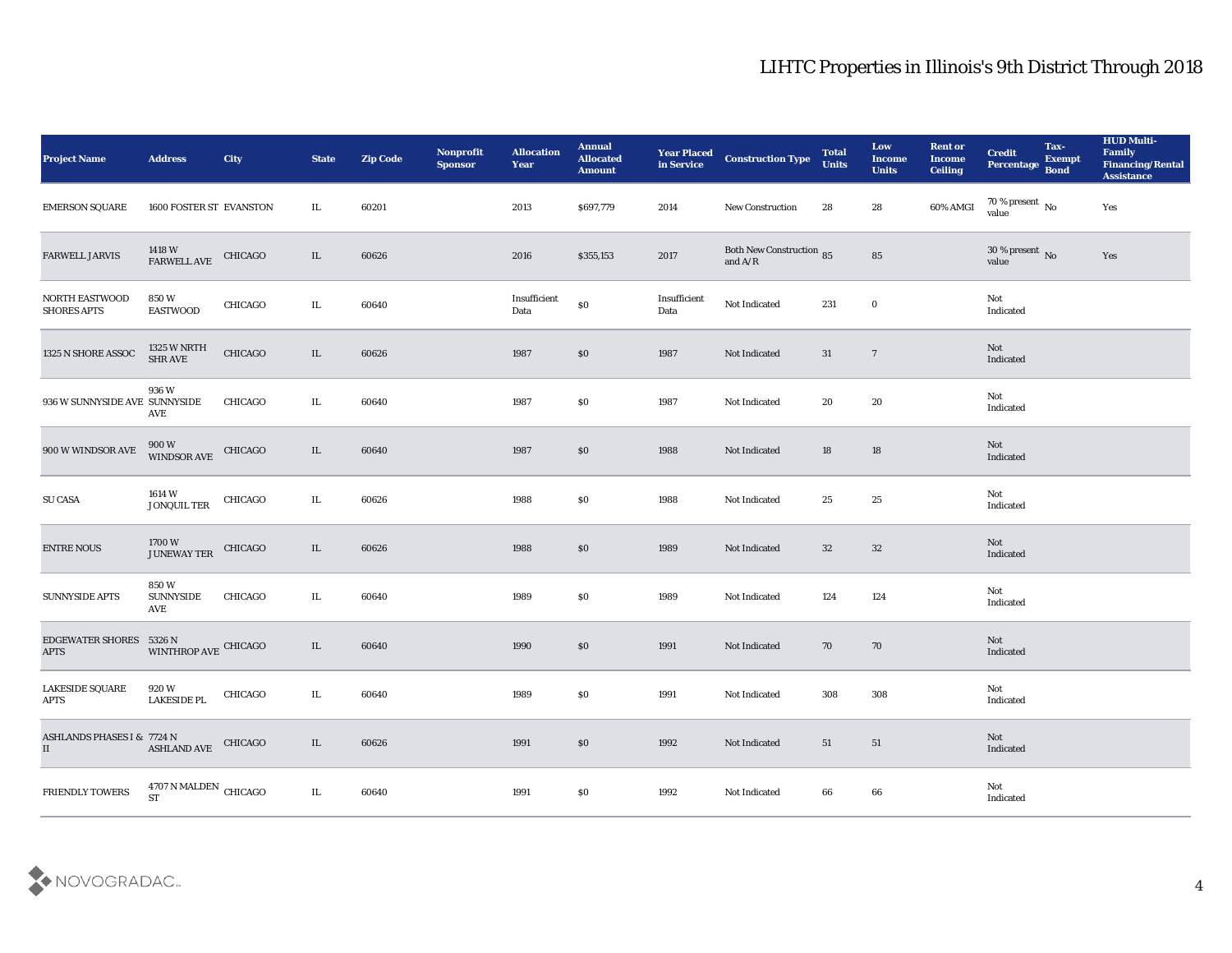# LIHTC Properties in Illinois's 9th District Through 2018

| Project Name | Address | City | State | Zip Code | Nonprofit Sponsor | Allocation Year | Annual Allocated Amount | Year Placed in Service | Construction Type | Total Units | Low Income Units | Rent or Income Ceiling | Credit Percentage | Tax-Exempt Bond | HUD Multi-Family Financing/Rental Assistance |
|---|---|---|---|---|---|---|---|---|---|---|---|---|---|---|---|
| EMERSON SQUARE | 1600 FOSTER ST | EVANSTON | IL | 60201 | | 2013 | $697,779 | 2014 | New Construction | 28 | 28 | 60% AMGI | 70 % present value | No | Yes |
| FARWELL JARVIS | 1418 W FARWELL AVE | CHICAGO | IL | 60626 | | 2016 | $355,153 | 2017 | Both New Construction and A/R | 85 | 85 | | 30 % present value | No | Yes |
| NORTH EASTWOOD SHORES APTS | 850 W EASTWOOD | CHICAGO | IL | 60640 | | Insufficient Data | $0 | Insufficient Data | Not Indicated | 231 | 0 | | Not Indicated | | |
| 1325 N SHORE ASSOC | 1325 W NRTH SHR AVE | CHICAGO | IL | 60626 | | 1987 | $0 | 1987 | Not Indicated | 31 | 7 | | Not Indicated | | |
| 936 W SUNNYSIDE AVE | 936 W SUNNYSIDE AVE | CHICAGO | IL | 60640 | | 1987 | $0 | 1987 | Not Indicated | 20 | 20 | | Not Indicated | | |
| 900 W WINDSOR AVE | 900 W WINDSOR AVE | CHICAGO | IL | 60640 | | 1987 | $0 | 1988 | Not Indicated | 18 | 18 | | Not Indicated | | |
| SU CASA | 1614 W JONQUIL TER | CHICAGO | IL | 60626 | | 1988 | $0 | 1988 | Not Indicated | 25 | 25 | | Not Indicated | | |
| ENTRE NOUS | 1700 W JUNEWAY TER | CHICAGO | IL | 60626 | | 1988 | $0 | 1989 | Not Indicated | 32 | 32 | | Not Indicated | | |
| SUNNYSIDE APTS | 850 W SUNNYSIDE AVE | CHICAGO | IL | 60640 | | 1989 | $0 | 1989 | Not Indicated | 124 | 124 | | Not Indicated | | |
| EDGEWATER SHORES APTS | 5326 N WINTHROP AVE | CHICAGO | IL | 60640 | | 1990 | $0 | 1991 | Not Indicated | 70 | 70 | | Not Indicated | | |
| LAKESIDE SQUARE APTS | 920 W LAKESIDE PL | CHICAGO | IL | 60640 | | 1989 | $0 | 1991 | Not Indicated | 308 | 308 | | Not Indicated | | |
| ASHLANDS PHASES I & II | 7724 N ASHLAND AVE | CHICAGO | IL | 60626 | | 1991 | $0 | 1992 | Not Indicated | 51 | 51 | | Not Indicated | | |
| FRIENDLY TOWERS | 4707 N MALDEN ST | CHICAGO | IL | 60640 | | 1991 | $0 | 1992 | Not Indicated | 66 | 66 | | Not Indicated | | |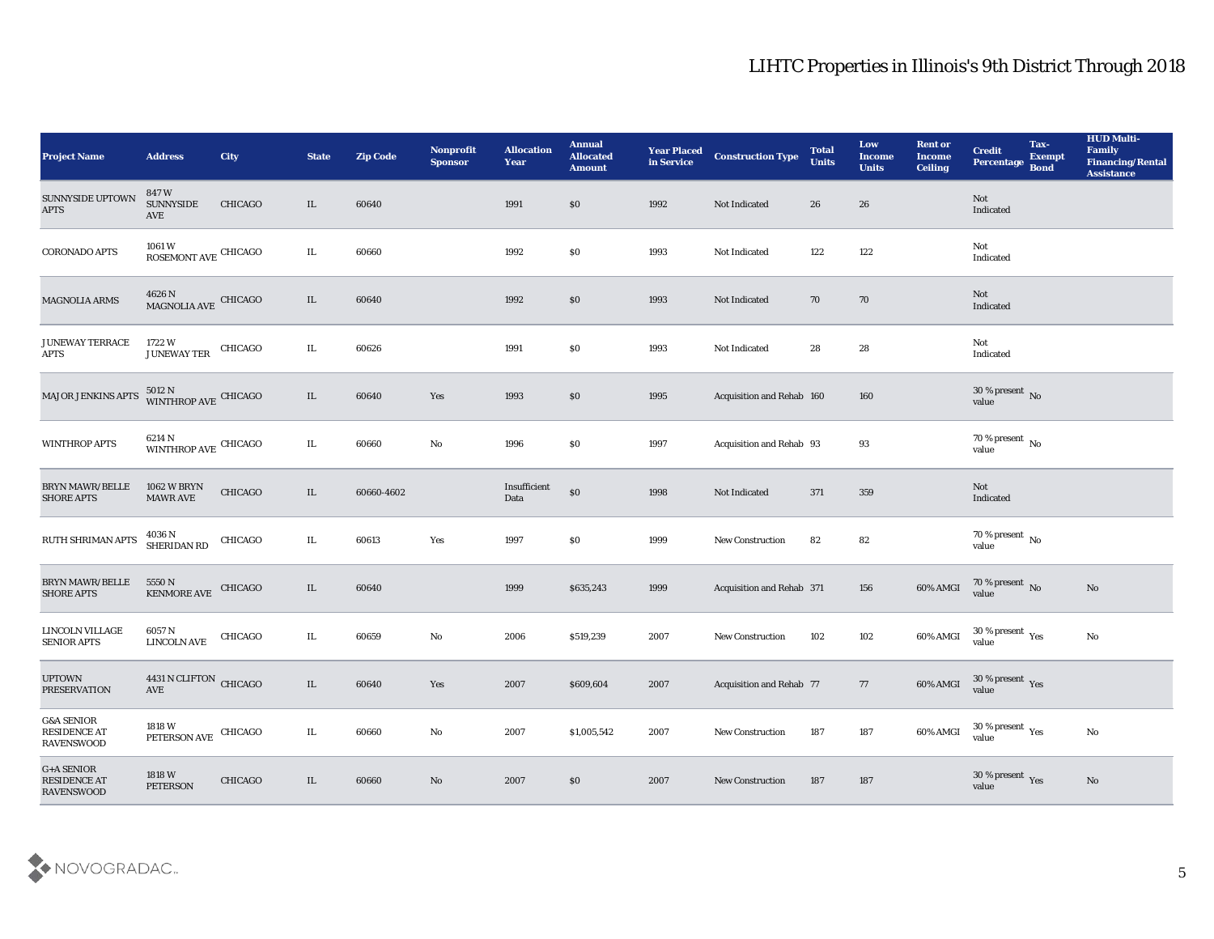## LIHTC Properties in Illinois's 9th District Through 2018

| Project Name | Address | City | State | Zip Code | Nonprofit Sponsor | Allocation Year | Annual Allocated Amount | Year Placed in Service | Construction Type | Total Units | Low Income Units | Rent or Income Ceiling | Credit Percentage | Tax-Exempt Bond | HUD Multi-Family Financing/Rental Assistance |
|---|---|---|---|---|---|---|---|---|---|---|---|---|---|---|---|
| SUNNYSIDE UPTOWN APTS | 847 W SUNNYSIDE AVE | CHICAGO | IL | 60640 | | 1991 | $0 | 1992 | Not Indicated | 26 | 26 | | Not Indicated | | |
| CORONADO APTS | 1061 W ROSEMONT AVE | CHICAGO | IL | 60660 | | 1992 | $0 | 1993 | Not Indicated | 122 | 122 | | Not Indicated | | |
| MAGNOLIA ARMS | 4626 N MAGNOLIA AVE | CHICAGO | IL | 60640 | | 1992 | $0 | 1993 | Not Indicated | 70 | 70 | | Not Indicated | | |
| JUNEWAY TERRACE APTS | 1722 W JUNEWAY TER | CHICAGO | IL | 60626 | | 1991 | $0 | 1993 | Not Indicated | 28 | 28 | | Not Indicated | | |
| MAJOR JENKINS APTS | 5012 N WINTHROP AVE | CHICAGO | IL | 60640 | Yes | 1993 | $0 | 1995 | Acquisition and Rehab | 160 | 160 | | 30 % present value | No | |
| WINTHROP APTS | 6214 N WINTHROP AVE | CHICAGO | IL | 60660 | No | 1996 | $0 | 1997 | Acquisition and Rehab | 93 | 93 | | 70 % present value | No | |
| BRYN MAWR/BELLE SHORE APTS | 1062 W BRYN MAWR AVE | CHICAGO | IL | 60660-4602 | | Insufficient Data | $0 | 1998 | Not Indicated | 371 | 359 | | Not Indicated | | |
| RUTH SHRIMAN APTS | 4036 N SHERIDAN RD | CHICAGO | IL | 60613 | Yes | 1997 | $0 | 1999 | New Construction | 82 | 82 | | 70 % present value | No | |
| BRYN MAWR/BELLE SHORE APTS | 5550 N KENMORE AVE | CHICAGO | IL | 60640 | | 1999 | $635,243 | 1999 | Acquisition and Rehab | 371 | 156 | 60% AMGI | 70 % present value | No | No |
| LINCOLN VILLAGE SENIOR APTS | 6057 N LINCOLN AVE | CHICAGO | IL | 60659 | No | 2006 | $519,239 | 2007 | New Construction | 102 | 102 | 60% AMGI | 30 % present value | Yes | No |
| UPTOWN PRESERVATION | 4431 N CLIFTON AVE | CHICAGO | IL | 60640 | Yes | 2007 | $609,604 | 2007 | Acquisition and Rehab | 77 | 77 | 60% AMGI | 30 % present value | Yes | |
| G&A SENIOR RESIDENCE AT RAVENSWOOD | 1818 W PETERSON AVE | CHICAGO | IL | 60660 | No | 2007 | $1,005,542 | 2007 | New Construction | 187 | 187 | 60% AMGI | 30 % present value | Yes | No |
| G+A SENIOR RESIDENCE AT RAVENSWOOD | 1818 W PETERSON | CHICAGO | IL | 60660 | No | 2007 | $0 | 2007 | New Construction | 187 | 187 | | 30 % present value | Yes | No |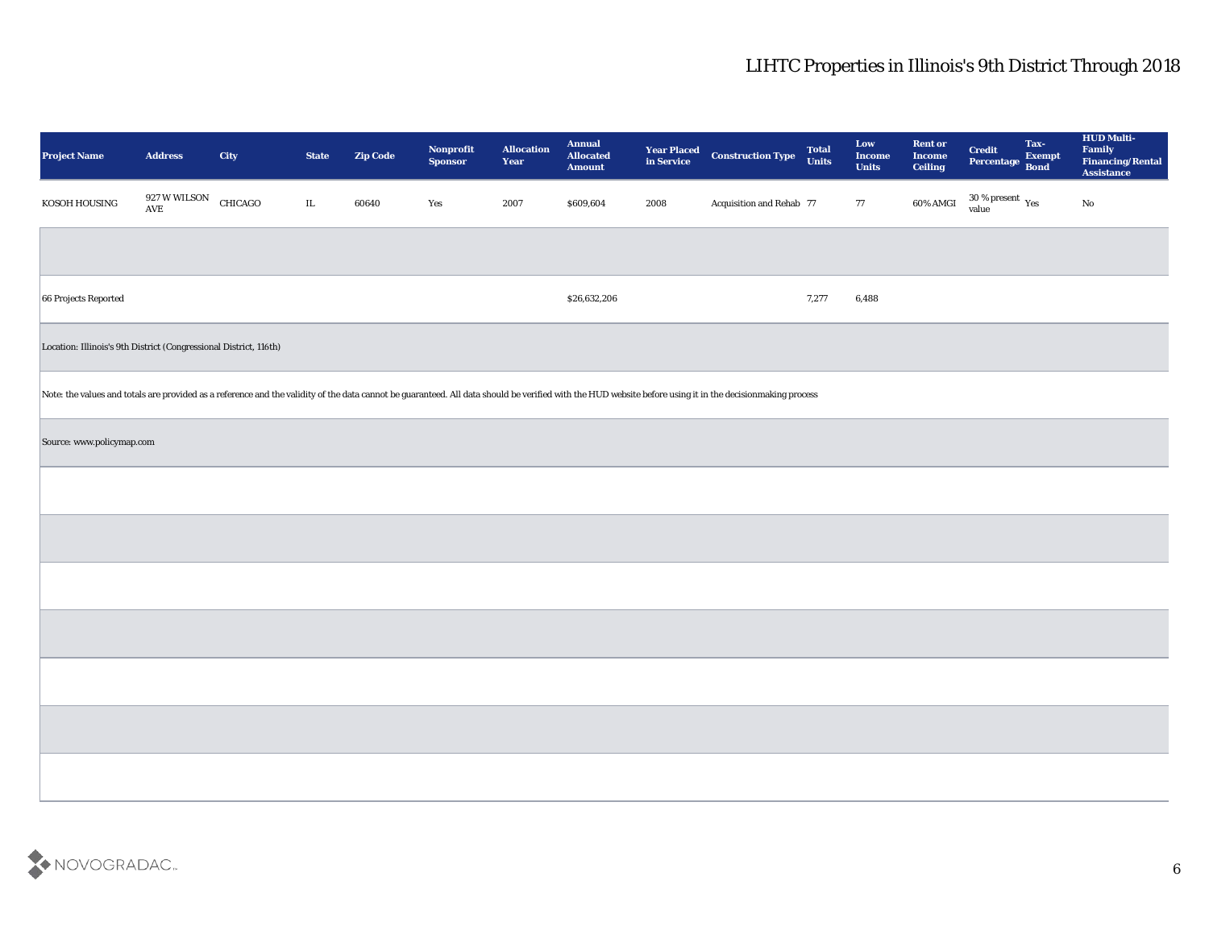| Project Name | Address | City | State | Zip Code | Nonprofit Sponsor | Allocation Year | Annual Allocated Amount | Year Placed in Service | Construction Type | Total Units | Low Income Units | Rent or Income Ceiling | Credit Percentage | Tax-Exempt Bond | HUD Multi-Family Financing/Rental Assistance |
|---|---|---|---|---|---|---|---|---|---|---|---|---|---|---|---|
| KOSOH HOUSING | 927 W WILSON AVE | CHICAGO | IL | 60640 | Yes | 2007 | $609,604 | 2008 | Acquisition and Rehab | 77 | 77 | 60% AMGI | 30 % present value | Yes | No |
| | | | | | | | | | | | | | | | |
| 66 Projects Reported | | | | | | | $26,632,206 | | | 7,277 | 6,488 | | | | |

Location: Illinois's 9th District (Congressional District, 116th)

Note: the values and totals are provided as a reference and the validity of the data cannot be guaranteed. All data should be verified with the HUD website before using it in the decisionmaking process

Source: www.policymap.com